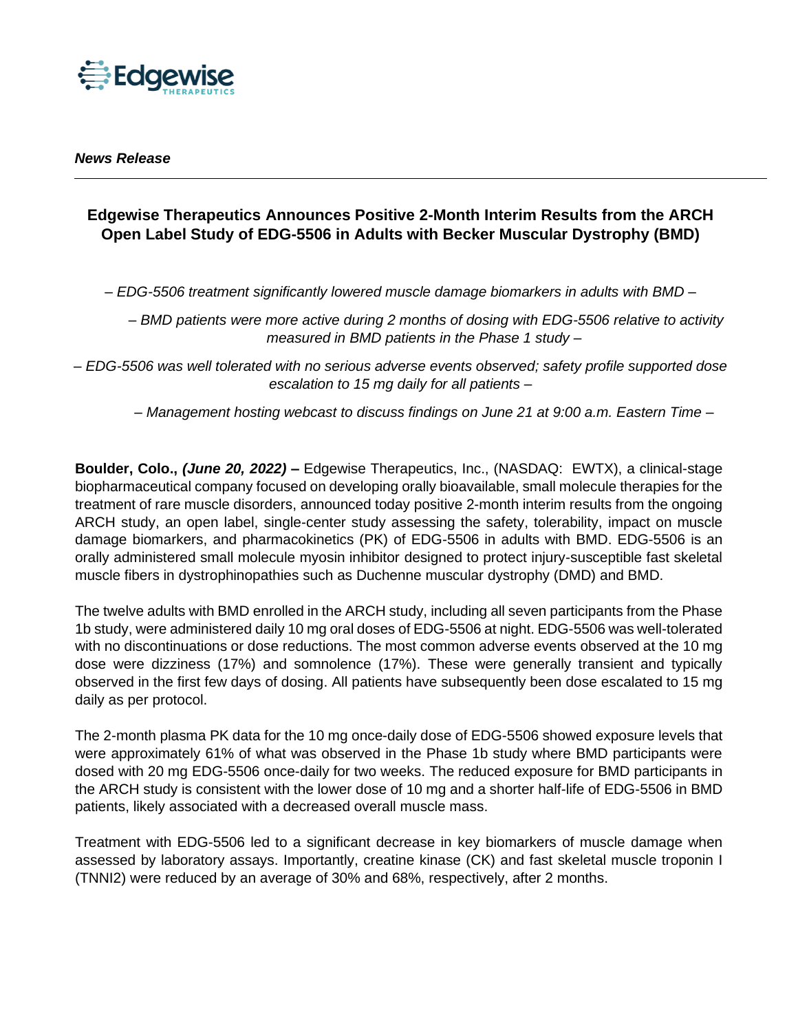***News Release***

# Edgewise Therapeutics Announces Positive 2-Month Interim Results from the ARCH Open Label Study of EDG-5506 in Adults with Becker Muscular Dystrophy (BMD)

*– EDG-5506 treatment significantly lowered muscle damage biomarkers in adults with BMD –*

*– BMD patients were more active during 2 months of dosing with EDG-5506 relative to activity measured in BMD patients in the Phase 1 study –*

*– EDG-5506 was well tolerated with no serious adverse events observed; safety profile supported dose escalation to 15 mg daily for all patients –*

*– Management hosting webcast to discuss findings on June 21 at 9:00 a.m. Eastern Time –*

**Boulder, Colo., *(June 20, 2022)* –** Edgewise Therapeutics, Inc., (NASDAQ: EWTX), a clinical-stage biopharmaceutical company focused on developing orally bioavailable, small molecule therapies for the treatment of rare muscle disorders, announced today positive 2-month interim results from the ongoing ARCH study, an open label, single-center study assessing the safety, tolerability, impact on muscle damage biomarkers, and pharmacokinetics (PK) of EDG-5506 in adults with BMD. EDG-5506 is an orally administered small molecule myosin inhibitor designed to protect injury-susceptible fast skeletal muscle fibers in dystrophinopathies such as Duchenne muscular dystrophy (DMD) and BMD.

The twelve adults with BMD enrolled in the ARCH study, including all seven participants from the Phase 1b study, were administered daily 10 mg oral doses of EDG-5506 at night. EDG-5506 was well-tolerated with no discontinuations or dose reductions. The most common adverse events observed at the 10 mg dose were dizziness (17%) and somnolence (17%). These were generally transient and typically observed in the first few days of dosing. All patients have subsequently been dose escalated to 15 mg daily as per protocol.

The 2-month plasma PK data for the 10 mg once-daily dose of EDG-5506 showed exposure levels that were approximately 61% of what was observed in the Phase 1b study where BMD participants were dosed with 20 mg EDG-5506 once-daily for two weeks. The reduced exposure for BMD participants in the ARCH study is consistent with the lower dose of 10 mg and a shorter half-life of EDG-5506 in BMD patients, likely associated with a decreased overall muscle mass.

Treatment with EDG-5506 led to a significant decrease in key biomarkers of muscle damage when assessed by laboratory assays. Importantly, creatine kinase (CK) and fast skeletal muscle troponin I (TNNI2) were reduced by an average of 30% and 68%, respectively, after 2 months.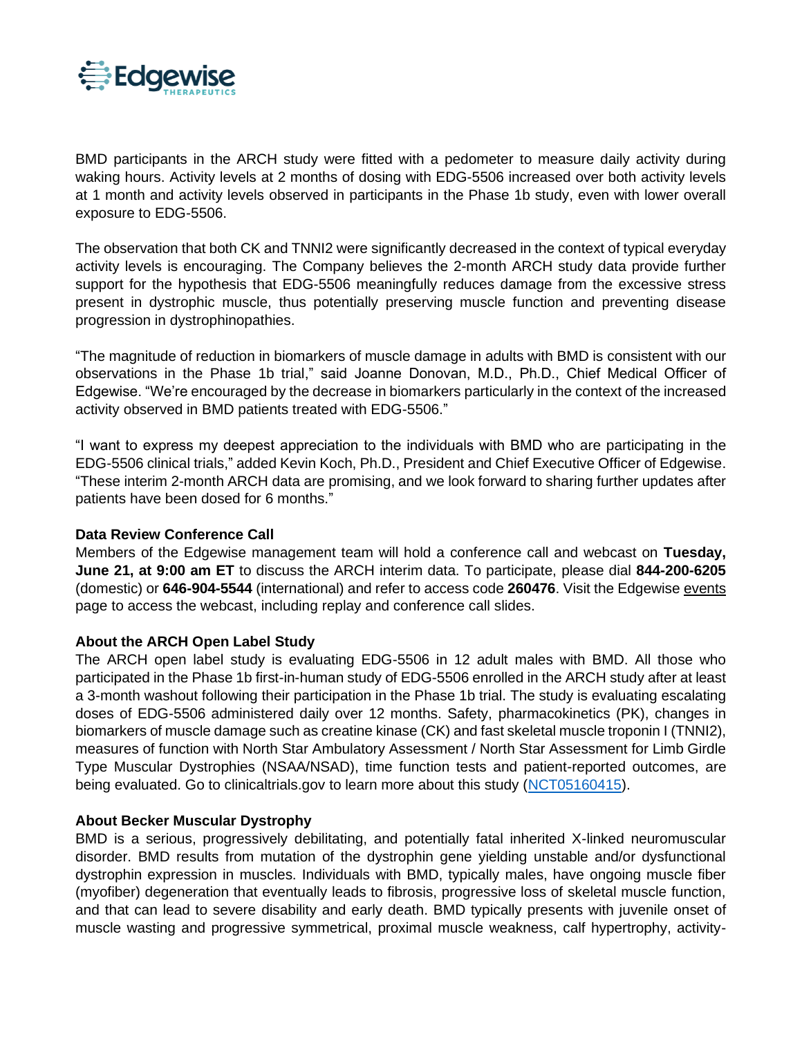BMD participants in the ARCH study were fitted with a pedometer to measure daily activity during waking hours. Activity levels at 2 months of dosing with EDG-5506 increased over both activity levels at 1 month and activity levels observed in participants in the Phase 1b study, even with lower overall exposure to EDG-5506.

The observation that both CK and TNNI2 were significantly decreased in the context of typical everyday activity levels is encouraging. The Company believes the 2-month ARCH study data provide further support for the hypothesis that EDG-5506 meaningfully reduces damage from the excessive stress present in dystrophic muscle, thus potentially preserving muscle function and preventing disease progression in dystrophinopathies.

"The magnitude of reduction in biomarkers of muscle damage in adults with BMD is consistent with our observations in the Phase 1b trial," said Joanne Donovan, M.D., Ph.D., Chief Medical Officer of Edgewise. "We're encouraged by the decrease in biomarkers particularly in the context of the increased activity observed in BMD patients treated with EDG-5506."

"I want to express my deepest appreciation to the individuals with BMD who are participating in the EDG-5506 clinical trials," added Kevin Koch, Ph.D., President and Chief Executive Officer of Edgewise. "These interim 2-month ARCH data are promising, and we look forward to sharing further updates after patients have been dosed for 6 months."

**Data Review Conference Call**

Members of the Edgewise management team will hold a conference call and webcast on **Tuesday, June 21, at 9:00 am ET** to discuss the ARCH interim data. To participate, please dial **844-200-6205** (domestic) or **646-904-5544** (international) and refer to access code **260476**. Visit the Edgewise events page to access the webcast, including replay and conference call slides.

**About the ARCH Open Label Study**

The ARCH open label study is evaluating EDG-5506 in 12 adult males with BMD. All those who participated in the Phase 1b first-in-human study of EDG-5506 enrolled in the ARCH study after at least a 3-month washout following their participation in the Phase 1b trial. The study is evaluating escalating doses of EDG-5506 administered daily over 12 months. Safety, pharmacokinetics (PK), changes in biomarkers of muscle damage such as creatine kinase (CK) and fast skeletal muscle troponin I (TNNI2), measures of function with North Star Ambulatory Assessment / North Star Assessment for Limb Girdle Type Muscular Dystrophies (NSAA/NSAD), time function tests and patient-reported outcomes, are being evaluated. Go to clinicaltrials.gov to learn more about this study (NCT05160415).

**About Becker Muscular Dystrophy**

BMD is a serious, progressively debilitating, and potentially fatal inherited X-linked neuromuscular disorder. BMD results from mutation of the dystrophin gene yielding unstable and/or dysfunctional dystrophin expression in muscles. Individuals with BMD, typically males, have ongoing muscle fiber (myofiber) degeneration that eventually leads to fibrosis, progressive loss of skeletal muscle function, and that can lead to severe disability and early death. BMD typically presents with juvenile onset of muscle wasting and progressive symmetrical, proximal muscle weakness, calf hypertrophy, activity-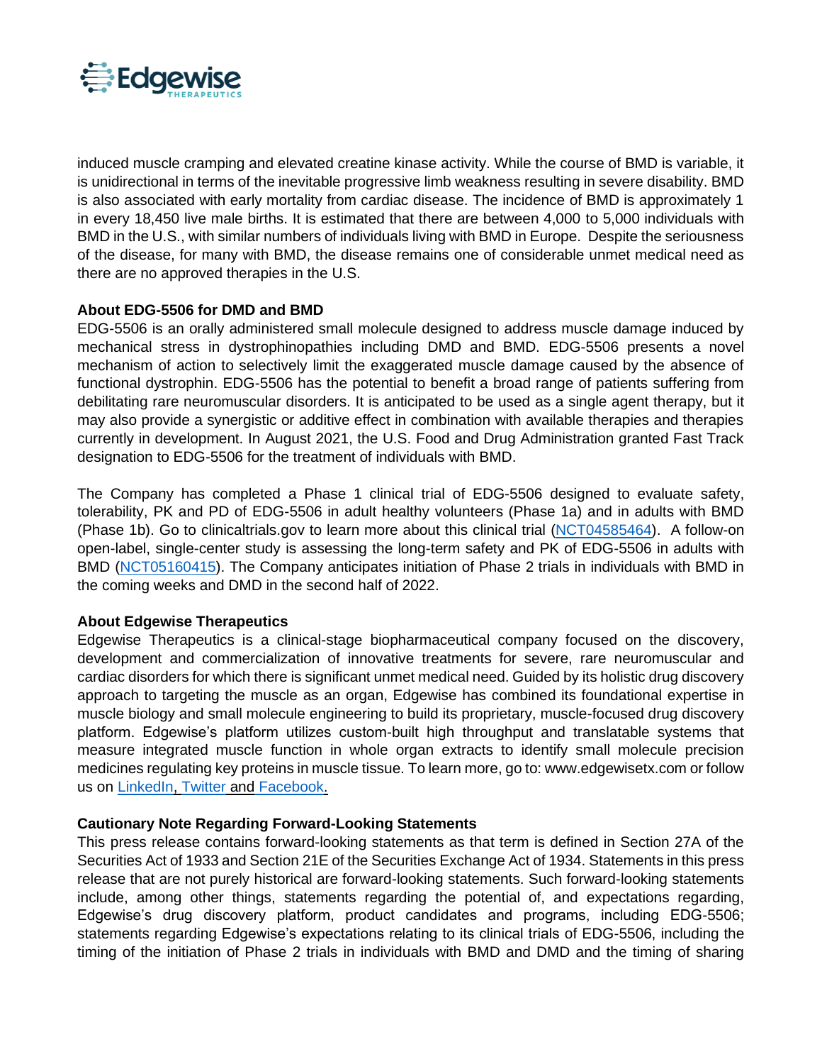induced muscle cramping and elevated creatine kinase activity. While the course of BMD is variable, it is unidirectional in terms of the inevitable progressive limb weakness resulting in severe disability. BMD is also associated with early mortality from cardiac disease. The incidence of BMD is approximately 1 in every 18,450 live male births. It is estimated that there are between 4,000 to 5,000 individuals with BMD in the U.S., with similar numbers of individuals living with BMD in Europe. Despite the seriousness of the disease, for many with BMD, the disease remains one of considerable unmet medical need as there are no approved therapies in the U.S.

**About EDG-5506 for DMD and BMD**

EDG-5506 is an orally administered small molecule designed to address muscle damage induced by mechanical stress in dystrophinopathies including DMD and BMD. EDG-5506 presents a novel mechanism of action to selectively limit the exaggerated muscle damage caused by the absence of functional dystrophin. EDG-5506 has the potential to benefit a broad range of patients suffering from debilitating rare neuromuscular disorders. It is anticipated to be used as a single agent therapy, but it may also provide a synergistic or additive effect in combination with available therapies and therapies currently in development. In August 2021, the U.S. Food and Drug Administration granted Fast Track designation to EDG-5506 for the treatment of individuals with BMD.

The Company has completed a Phase 1 clinical trial of EDG-5506 designed to evaluate safety, tolerability, PK and PD of EDG-5506 in adult healthy volunteers (Phase 1a) and in adults with BMD (Phase 1b). Go to clinicaltrials.gov to learn more about this clinical trial (NCT04585464). A follow-on open-label, single-center study is assessing the long-term safety and PK of EDG-5506 in adults with BMD (NCT05160415). The Company anticipates initiation of Phase 2 trials in individuals with BMD in the coming weeks and DMD in the second half of 2022.

**About Edgewise Therapeutics**

Edgewise Therapeutics is a clinical-stage biopharmaceutical company focused on the discovery, development and commercialization of innovative treatments for severe, rare neuromuscular and cardiac disorders for which there is significant unmet medical need. Guided by its holistic drug discovery approach to targeting the muscle as an organ, Edgewise has combined its foundational expertise in muscle biology and small molecule engineering to build its proprietary, muscle-focused drug discovery platform. Edgewise's platform utilizes custom-built high throughput and translatable systems that measure integrated muscle function in whole organ extracts to identify small molecule precision medicines regulating key proteins in muscle tissue. To learn more, go to: www.edgewisetx.com or follow us on LinkedIn, Twitter and Facebook.

**Cautionary Note Regarding Forward-Looking Statements**

This press release contains forward-looking statements as that term is defined in Section 27A of the Securities Act of 1933 and Section 21E of the Securities Exchange Act of 1934. Statements in this press release that are not purely historical are forward-looking statements. Such forward-looking statements include, among other things, statements regarding the potential of, and expectations regarding, Edgewise's drug discovery platform, product candidates and programs, including EDG-5506; statements regarding Edgewise's expectations relating to its clinical trials of EDG-5506, including the timing of the initiation of Phase 2 trials in individuals with BMD and DMD and the timing of sharing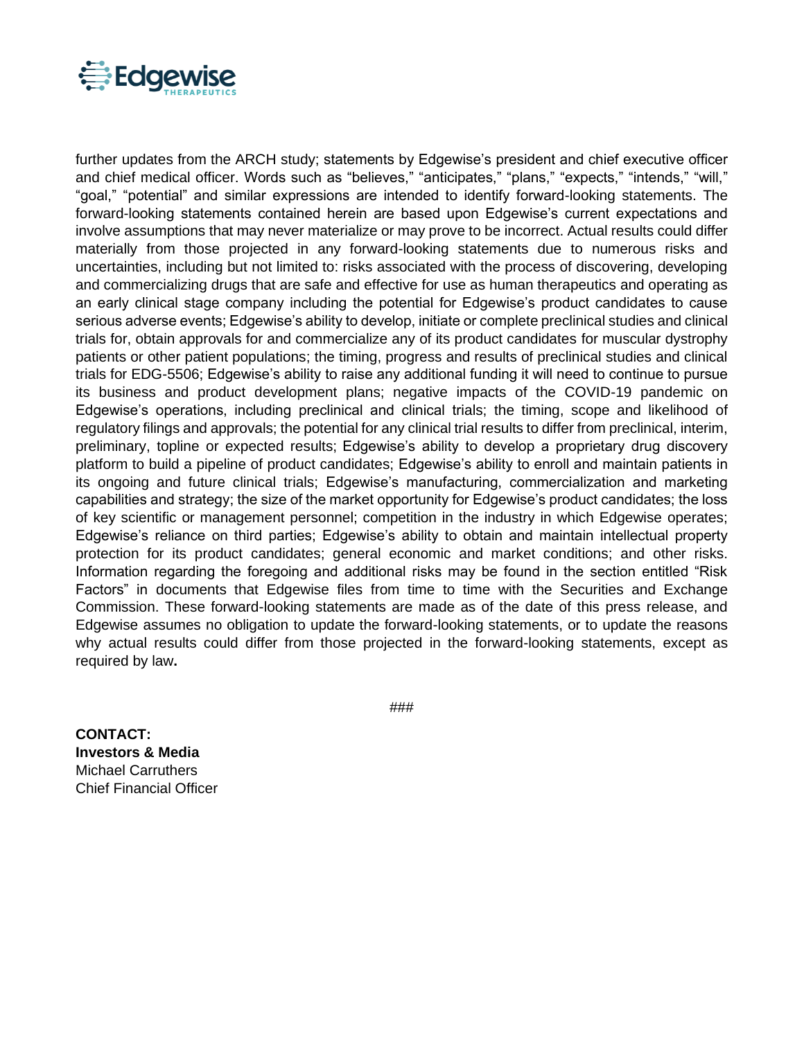further updates from the ARCH study; statements by Edgewise's president and chief executive officer and chief medical officer. Words such as "believes," "anticipates," "plans," "expects," "intends," "will," "goal," "potential" and similar expressions are intended to identify forward-looking statements. The forward-looking statements contained herein are based upon Edgewise's current expectations and involve assumptions that may never materialize or may prove to be incorrect. Actual results could differ materially from those projected in any forward-looking statements due to numerous risks and uncertainties, including but not limited to: risks associated with the process of discovering, developing and commercializing drugs that are safe and effective for use as human therapeutics and operating as an early clinical stage company including the potential for Edgewise's product candidates to cause serious adverse events; Edgewise's ability to develop, initiate or complete preclinical studies and clinical trials for, obtain approvals for and commercialize any of its product candidates for muscular dystrophy patients or other patient populations; the timing, progress and results of preclinical studies and clinical trials for EDG-5506; Edgewise's ability to raise any additional funding it will need to continue to pursue its business and product development plans; negative impacts of the COVID-19 pandemic on Edgewise's operations, including preclinical and clinical trials; the timing, scope and likelihood of regulatory filings and approvals; the potential for any clinical trial results to differ from preclinical, interim, preliminary, topline or expected results; Edgewise's ability to develop a proprietary drug discovery platform to build a pipeline of product candidates; Edgewise's ability to enroll and maintain patients in its ongoing and future clinical trials; Edgewise's manufacturing, commercialization and marketing capabilities and strategy; the size of the market opportunity for Edgewise's product candidates; the loss of key scientific or management personnel; competition in the industry in which Edgewise operates; Edgewise's reliance on third parties; Edgewise's ability to obtain and maintain intellectual property protection for its product candidates; general economic and market conditions; and other risks. Information regarding the foregoing and additional risks may be found in the section entitled "Risk Factors" in documents that Edgewise files from time to time with the Securities and Exchange Commission. These forward-looking statements are made as of the date of this press release, and Edgewise assumes no obligation to update the forward-looking statements, or to update the reasons why actual results could differ from those projected in the forward-looking statements, except as required by law**.**

###

**CONTACT:**
**Investors & Media**
Michael Carruthers
Chief Financial Officer